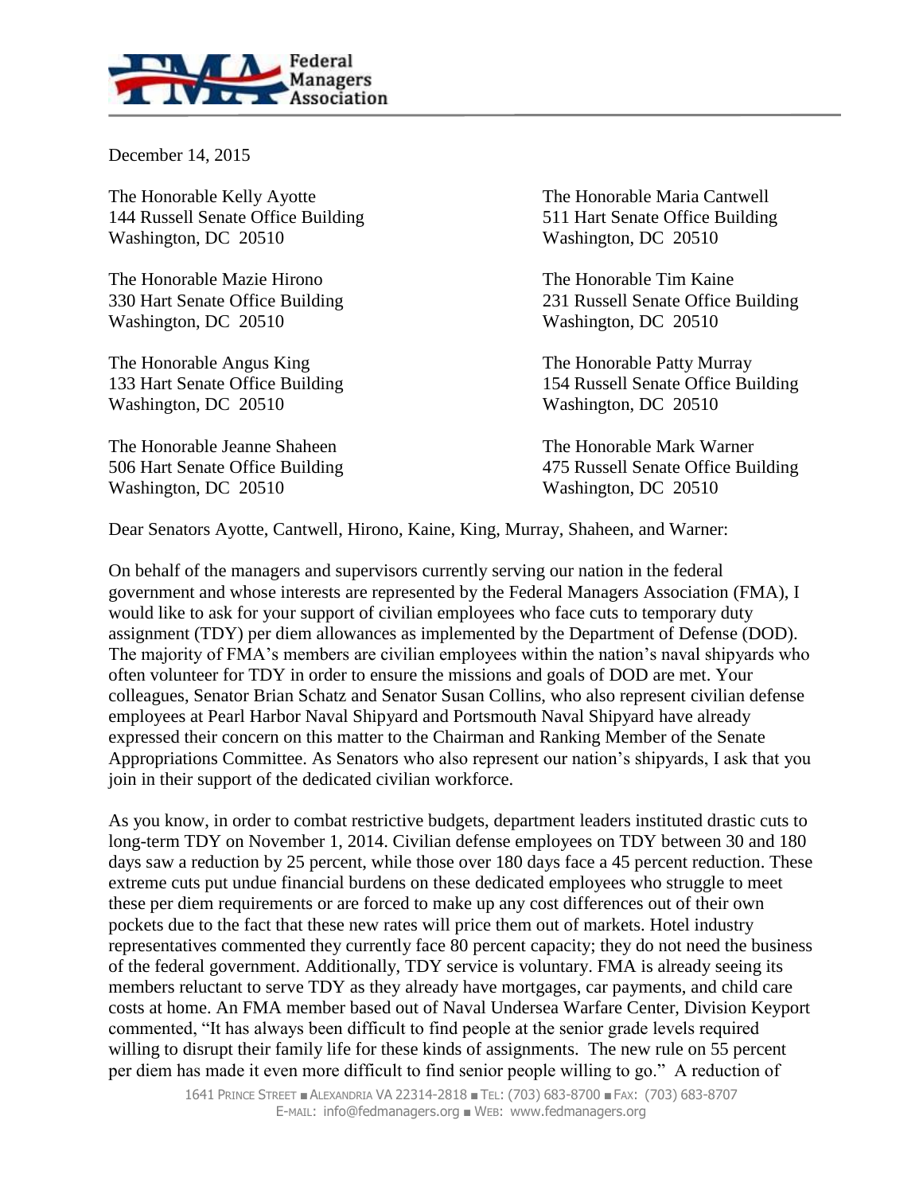Federal Managers Association

December 14, 2015

The Honorable Kelly Ayotte
144 Russell Senate Office Building
Washington, DC 20510

The Honorable Maria Cantwell
511 Hart Senate Office Building
Washington, DC 20510

The Honorable Mazie Hirono
330 Hart Senate Office Building
Washington, DC 20510

The Honorable Tim Kaine
231 Russell Senate Office Building
Washington, DC 20510

The Honorable Angus King
133 Hart Senate Office Building
Washington, DC 20510

The Honorable Patty Murray
154 Russell Senate Office Building
Washington, DC 20510

The Honorable Jeanne Shaheen
506 Hart Senate Office Building
Washington, DC 20510

The Honorable Mark Warner
475 Russell Senate Office Building
Washington, DC 20510

Dear Senators Ayotte, Cantwell, Hirono, Kaine, King, Murray, Shaheen, and Warner:

On behalf of the managers and supervisors currently serving our nation in the federal government and whose interests are represented by the Federal Managers Association (FMA), I would like to ask for your support of civilian employees who face cuts to temporary duty assignment (TDY) per diem allowances as implemented by the Department of Defense (DOD). The majority of FMA's members are civilian employees within the nation's naval shipyards who often volunteer for TDY in order to ensure the missions and goals of DOD are met. Your colleagues, Senator Brian Schatz and Senator Susan Collins, who also represent civilian defense employees at Pearl Harbor Naval Shipyard and Portsmouth Naval Shipyard have already expressed their concern on this matter to the Chairman and Ranking Member of the Senate Appropriations Committee. As Senators who also represent our nation's shipyards, I ask that you join in their support of the dedicated civilian workforce.

As you know, in order to combat restrictive budgets, department leaders instituted drastic cuts to long-term TDY on November 1, 2014. Civilian defense employees on TDY between 30 and 180 days saw a reduction by 25 percent, while those over 180 days face a 45 percent reduction. These extreme cuts put undue financial burdens on these dedicated employees who struggle to meet these per diem requirements or are forced to make up any cost differences out of their own pockets due to the fact that these new rates will price them out of markets. Hotel industry representatives commented they currently face 80 percent capacity; they do not need the business of the federal government. Additionally, TDY service is voluntary. FMA is already seeing its members reluctant to serve TDY as they already have mortgages, car payments, and child care costs at home. An FMA member based out of Naval Undersea Warfare Center, Division Keyport commented, "It has always been difficult to find people at the senior grade levels required willing to disrupt their family life for these kinds of assignments. The new rule on 55 percent per diem has made it even more difficult to find senior people willing to go." A reduction of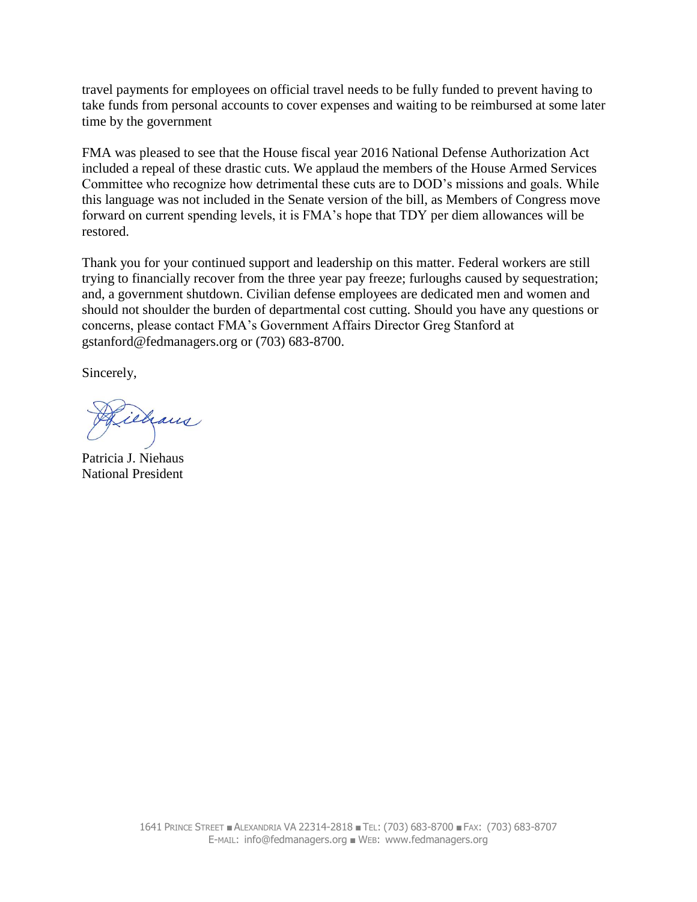travel payments for employees on official travel needs to be fully funded to prevent having to take funds from personal accounts to cover expenses and waiting to be reimbursed at some later time by the government

FMA was pleased to see that the House fiscal year 2016 National Defense Authorization Act included a repeal of these drastic cuts. We applaud the members of the House Armed Services Committee who recognize how detrimental these cuts are to DOD's missions and goals. While this language was not included in the Senate version of the bill, as Members of Congress move forward on current spending levels, it is FMA's hope that TDY per diem allowances will be restored.

Thank you for your continued support and leadership on this matter. Federal workers are still trying to financially recover from the three year pay freeze; furloughs caused by sequestration; and, a government shutdown. Civilian defense employees are dedicated men and women and should not shoulder the burden of departmental cost cutting. Should you have any questions or concerns, please contact FMA's Government Affairs Director Greg Stanford at gstanford@fedmanagers.org or (703) 683-8700.

Sincerely,

Patricia J. Niehaus
National President

1641 Prince Street ■ Alexandria VA 22314-2818 ■ Tel: (703) 683-8700 ■ Fax: (703) 683-8707
E-mail: info@fedmanagers.org ■ Web: www.fedmanagers.org